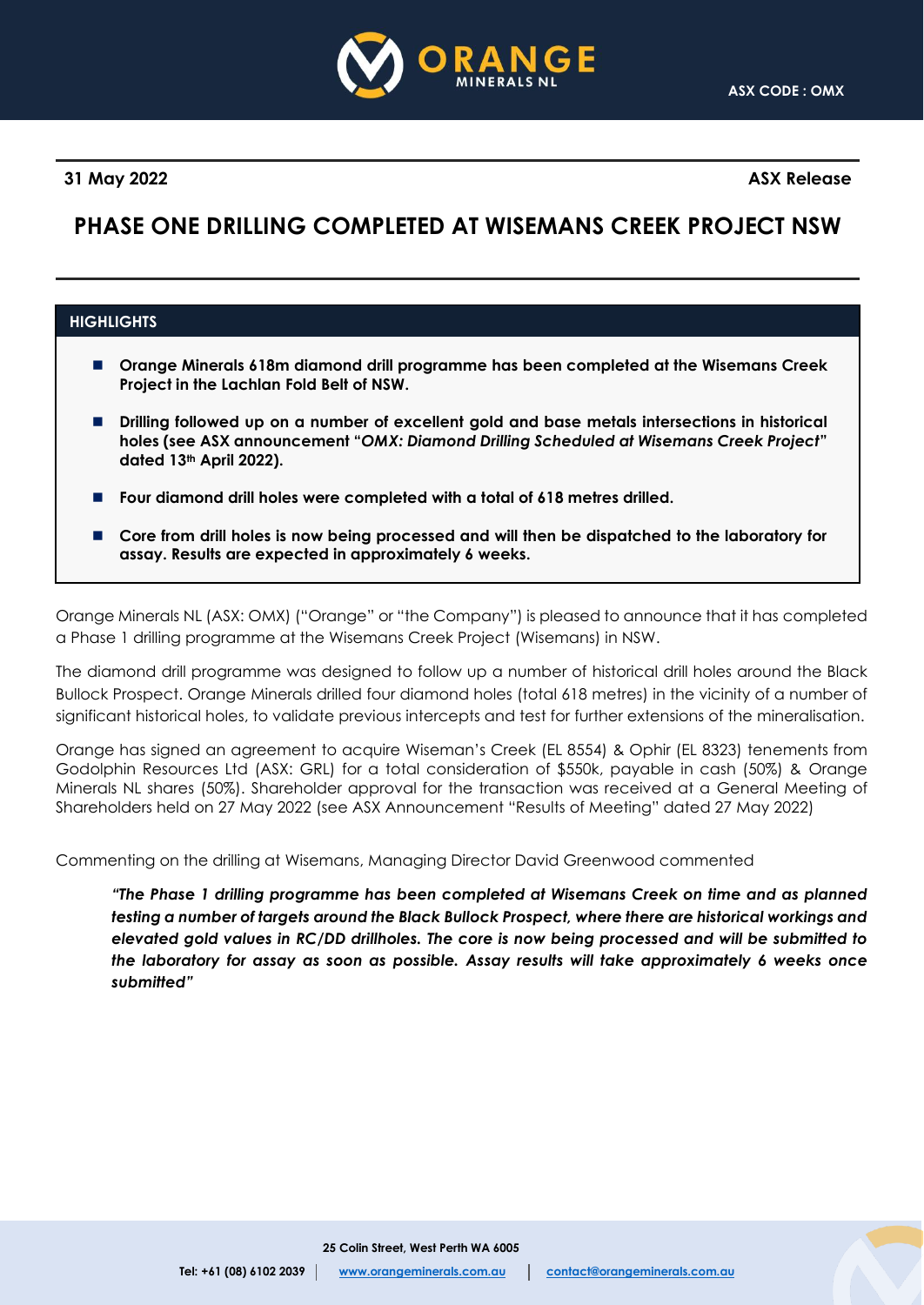**31 May 2022** **ASX Release**

# PHASE ONE DRILLING COMPLETED AT WISEMANS CREEK PROJECT NSW

## HIGHLIGHTS

- **Orange Minerals 618m diamond drill programme has been completed at the Wisemans Creek Project in the Lachlan Fold Belt of NSW.**
- **Drilling followed up on a number of excellent gold and base metals intersections in historical holes (see ASX announcement "*OMX: Diamond Drilling Scheduled at Wisemans Creek Project*" dated 13th April 2022).**
- **Four diamond drill holes were completed with a total of 618 metres drilled.**
- **Core from drill holes is now being processed and will then be dispatched to the laboratory for assay. Results are expected in approximately 6 weeks.**

Orange Minerals NL (ASX: OMX) ("Orange" or "the Company") is pleased to announce that it has completed a Phase 1 drilling programme at the Wisemans Creek Project (Wisemans) in NSW.

The diamond drill programme was designed to follow up a number of historical drill holes around the Black Bullock Prospect. Orange Minerals drilled four diamond holes (total 618 metres) in the vicinity of a number of significant historical holes, to validate previous intercepts and test for further extensions of the mineralisation.

Orange has signed an agreement to acquire Wiseman's Creek (EL 8554) & Ophir (EL 8323) tenements from Godolphin Resources Ltd (ASX: GRL) for a total consideration of $550k, payable in cash (50%) & Orange Minerals NL shares (50%). Shareholder approval for the transaction was received at a General Meeting of Shareholders held on 27 May 2022 (see ASX Announcement "Results of Meeting" dated 27 May 2022)

Commenting on the drilling at Wisemans, Managing Director David Greenwood commented

> ***"The Phase 1 drilling programme has been completed at Wisemans Creek on time and as planned testing a number of targets around the Black Bullock Prospect, where there are historical workings and elevated gold values in RC/DD drillholes. The core is now being processed and will be submitted to the laboratory for assay as soon as possible. Assay results will take approximately 6 weeks once submitted"***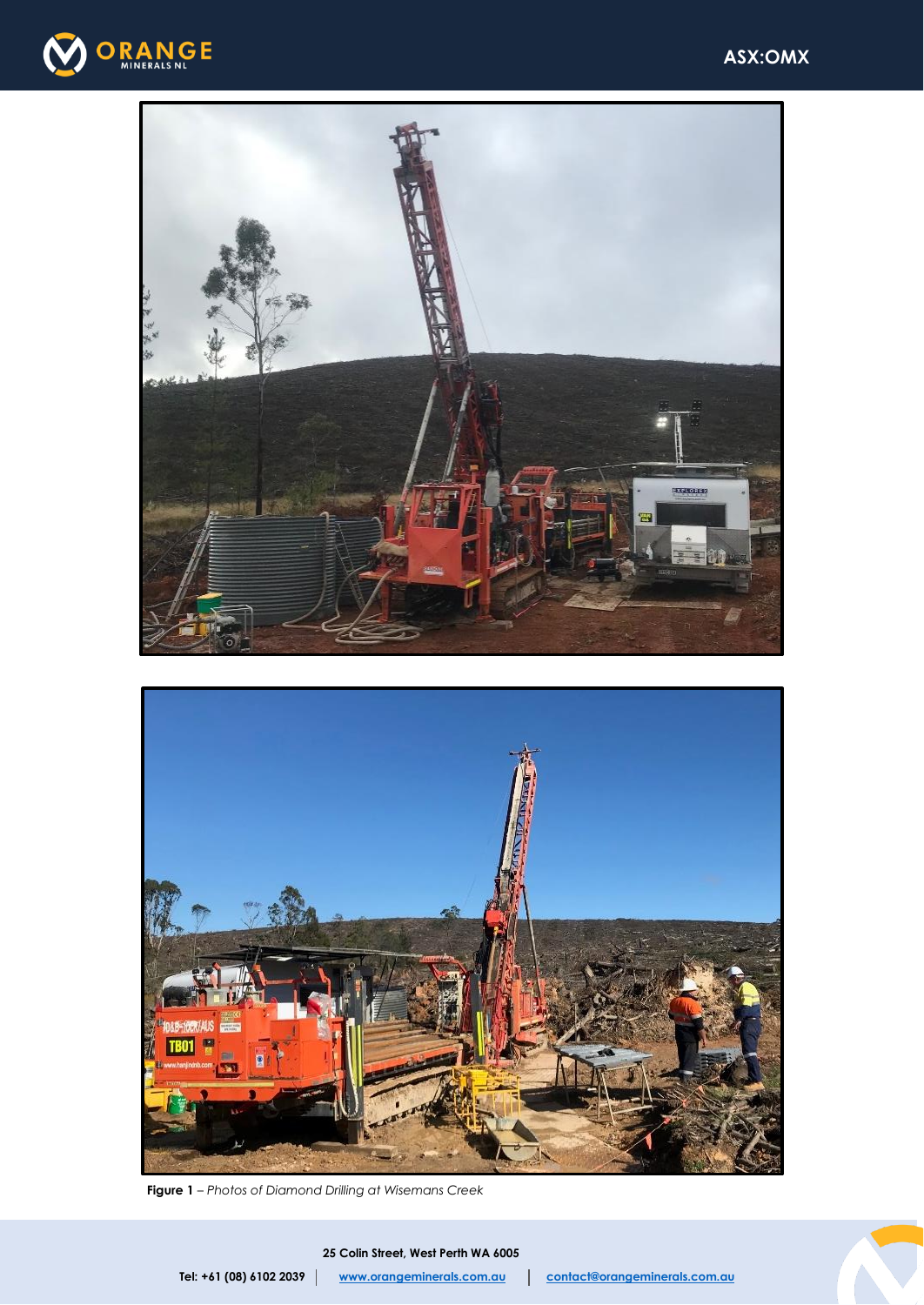**Figure 1** – *Photos of Diamond Drilling at Wisemans Creek*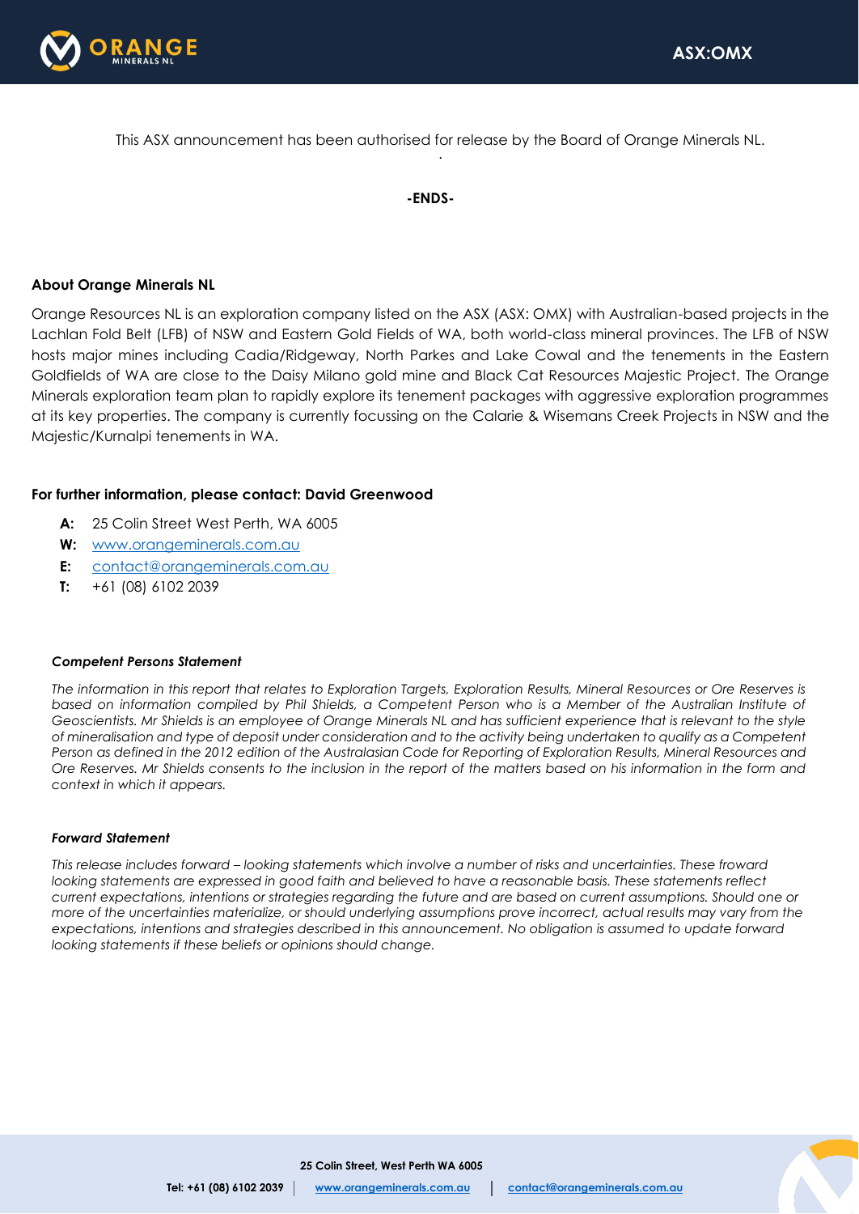This ASX announcement has been authorised for release by the Board of Orange Minerals NL.

**-ENDS-**

**About Orange Minerals NL**

Orange Resources NL is an exploration company listed on the ASX (ASX: OMX) with Australian-based projects in the Lachlan Fold Belt (LFB) of NSW and Eastern Gold Fields of WA, both world-class mineral provinces. The LFB of NSW hosts major mines including Cadia/Ridgeway, North Parkes and Lake Cowal and the tenements in the Eastern Goldfields of WA are close to the Daisy Milano gold mine and Black Cat Resources Majestic Project. The Orange Minerals exploration team plan to rapidly explore its tenement packages with aggressive exploration programmes at its key properties. The company is currently focussing on the Calarie & Wisemans Creek Projects in NSW and the Majestic/Kurnalpi tenements in WA.

**For further information, please contact: David Greenwood**

- **A:** 25 Colin Street West Perth, WA 6005
- **W:** www.orangeminerals.com.au
- **E:** contact@orangeminerals.com.au
- **T:** +61 (08) 6102 2039

***Competent Persons Statement***

*The information in this report that relates to Exploration Targets, Exploration Results, Mineral Resources or Ore Reserves is based on information compiled by Phil Shields, a Competent Person who is a Member of the Australian Institute of Geoscientists. Mr Shields is an employee of Orange Minerals NL and has sufficient experience that is relevant to the style of mineralisation and type of deposit under consideration and to the activity being undertaken to qualify as a Competent Person as defined in the 2012 edition of the Australasian Code for Reporting of Exploration Results, Mineral Resources and Ore Reserves. Mr Shields consents to the inclusion in the report of the matters based on his information in the form and context in which it appears.*

***Forward Statement***

*This release includes forward – looking statements which involve a number of risks and uncertainties. These froward looking statements are expressed in good faith and believed to have a reasonable basis. These statements reflect current expectations, intentions or strategies regarding the future and are based on current assumptions. Should one or more of the uncertainties materialize, or should underlying assumptions prove incorrect, actual results may vary from the expectations, intentions and strategies described in this announcement. No obligation is assumed to update forward looking statements if these beliefs or opinions should change.*